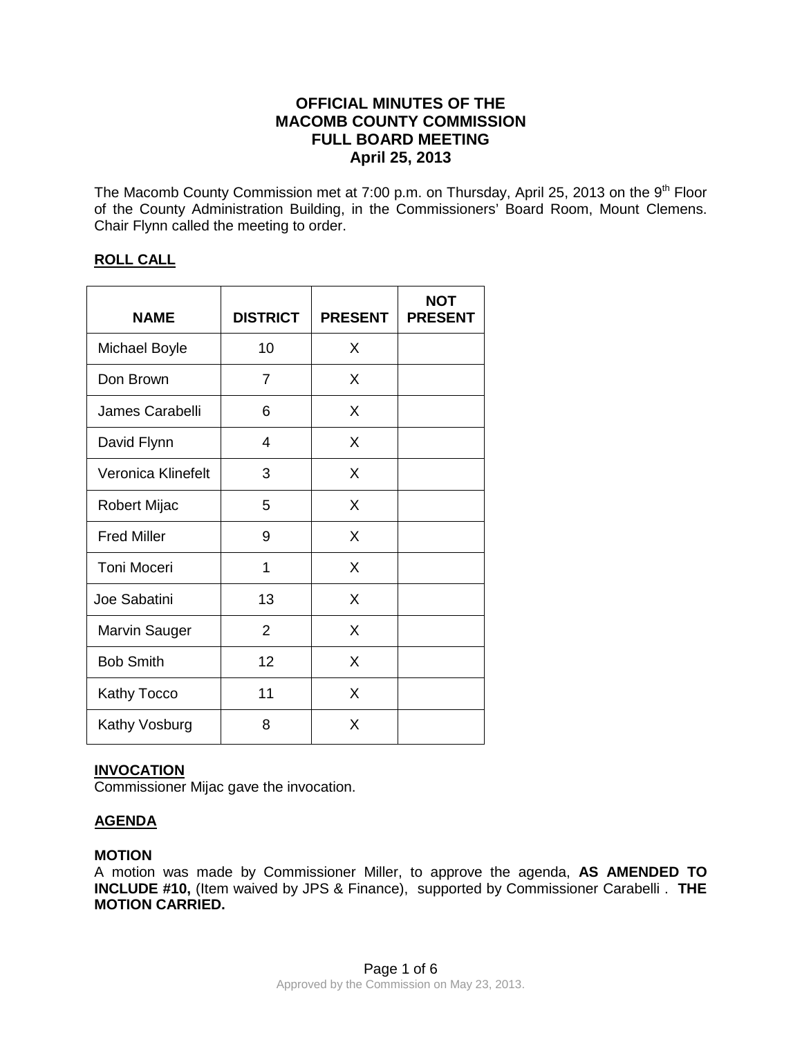# OFFICIAL MINUTES OF THE MACOMB COUNTY COMMISSION FULL BOARD MEETING April 25, 2013

The Macomb County Commission met at 7:00 p.m. on Thursday, April 25, 2013 on the 9th Floor of the County Administration Building, in the Commissioners' Board Room, Mount Clemens. Chair Flynn called the meeting to order.

## ROLL CALL

| NAME | DISTRICT | PRESENT | NOT PRESENT |
|---|---|---|---|
| Michael Boyle | 10 | X | |
| Don Brown | 7 | X | |
| James Carabelli | 6 | X | |
| David Flynn | 4 | X | |
| Veronica Klinefelt | 3 | X | |
| Robert Mijac | 5 | X | |
| Fred Miller | 9 | X | |
| Toni Moceri | 1 | X | |
| Joe Sabatini | 13 | X | |
| Marvin Sauger | 2 | X | |
| Bob Smith | 12 | X | |
| Kathy Tocco | 11 | X | |
| Kathy Vosburg | 8 | X | |

## INVOCATION

Commissioner Mijac gave the invocation.

## AGENDA

**MOTION**

A motion was made by Commissioner Miller, to approve the agenda, **AS AMENDED TO INCLUDE #10,** (Item waived by JPS & Finance), supported by Commissioner Carabelli . **THE MOTION CARRIED.**

Approved by the Commission on May 23, 2013.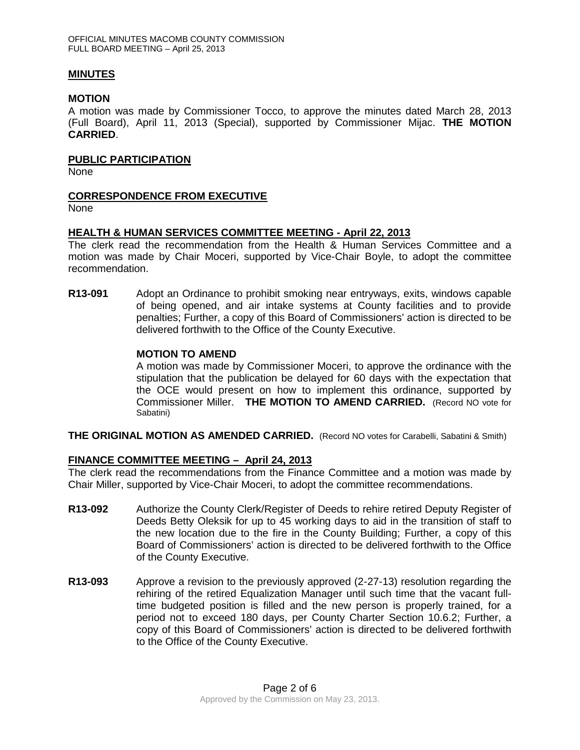## MINUTES

### MOTION

A motion was made by Commissioner Tocco, to approve the minutes dated March 28, 2013 (Full Board), April 11, 2013 (Special), supported by Commissioner Mijac. **THE MOTION CARRIED**.

## PUBLIC PARTICIPATION

None

## CORRESPONDENCE FROM EXECUTIVE

None

## HEALTH & HUMAN SERVICES COMMITTEE MEETING - April 22, 2013

The clerk read the recommendation from the Health & Human Services Committee and a motion was made by Chair Moceri, supported by Vice-Chair Boyle, to adopt the committee recommendation.

**R13-091** Adopt an Ordinance to prohibit smoking near entryways, exits, windows capable of being opened, and air intake systems at County facilities and to provide penalties; Further, a copy of this Board of Commissioners' action is directed to be delivered forthwith to the Office of the County Executive.

**MOTION TO AMEND**

A motion was made by Commissioner Moceri, to approve the ordinance with the stipulation that the publication be delayed for 60 days with the expectation that the OCE would present on how to implement this ordinance, supported by Commissioner Miller. **THE MOTION TO AMEND CARRIED.** (Record NO vote for Sabatini)

**THE ORIGINAL MOTION AS AMENDED CARRIED.** (Record NO votes for Carabelli, Sabatini & Smith)

## FINANCE COMMITTEE MEETING – April 24, 2013

The clerk read the recommendations from the Finance Committee and a motion was made by Chair Miller, supported by Vice-Chair Moceri, to adopt the committee recommendations.

**R13-092** Authorize the County Clerk/Register of Deeds to rehire retired Deputy Register of Deeds Betty Oleksik for up to 45 working days to aid in the transition of staff to the new location due to the fire in the County Building; Further, a copy of this Board of Commissioners' action is directed to be delivered forthwith to the Office of the County Executive.

**R13-093** Approve a revision to the previously approved (2-27-13) resolution regarding the rehiring of the retired Equalization Manager until such time that the vacant full-time budgeted position is filled and the new person is properly trained, for a period not to exceed 180 days, per County Charter Section 10.6.2; Further, a copy of this Board of Commissioners' action is directed to be delivered forthwith to the Office of the County Executive.

Approved by the Commission on May 23, 2013.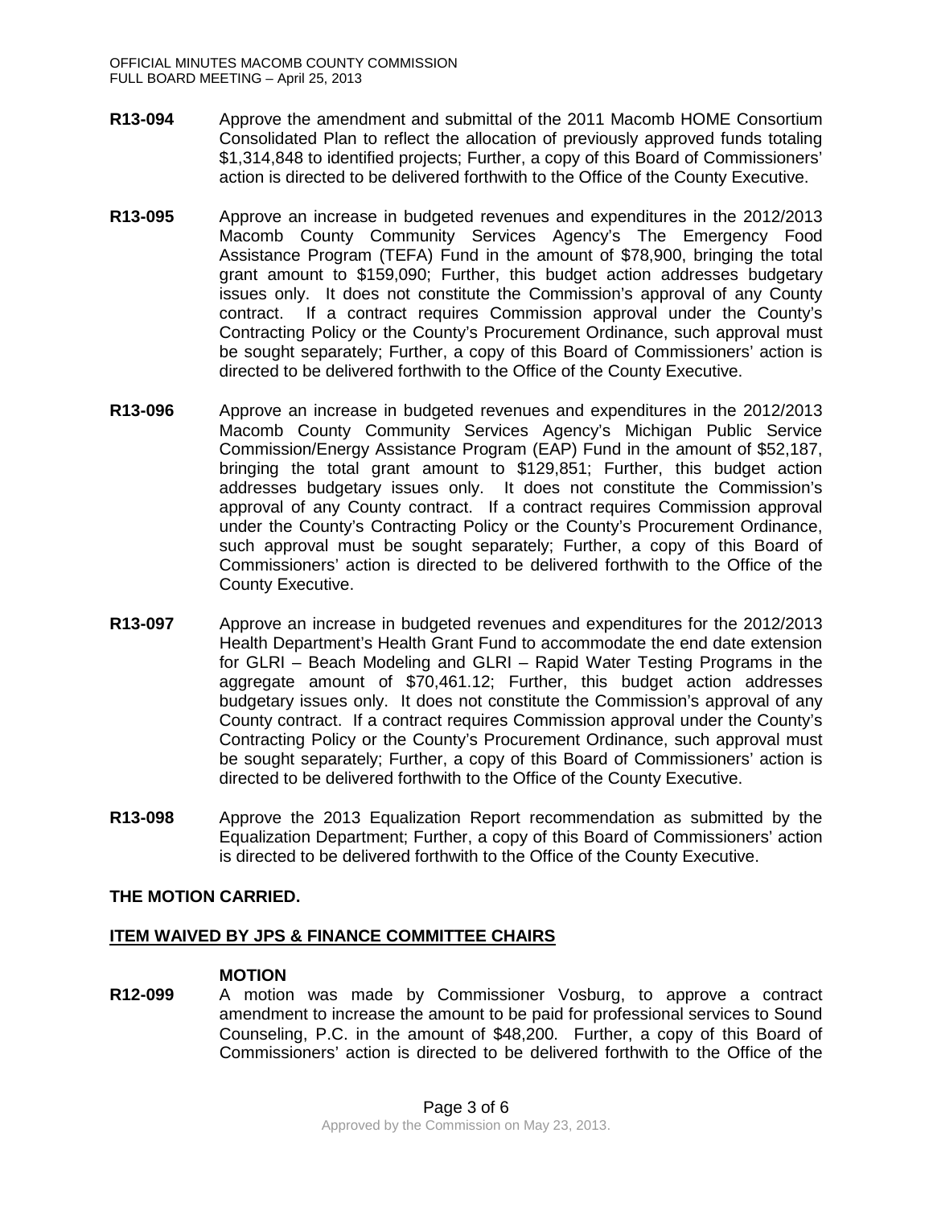**R13-094** Approve the amendment and submittal of the 2011 Macomb HOME Consortium Consolidated Plan to reflect the allocation of previously approved funds totaling $1,314,848 to identified projects; Further, a copy of this Board of Commissioners' action is directed to be delivered forthwith to the Office of the County Executive.

**R13-095** Approve an increase in budgeted revenues and expenditures in the 2012/2013 Macomb County Community Services Agency's The Emergency Food Assistance Program (TEFA) Fund in the amount of $78,900, bringing the total grant amount to $159,090; Further, this budget action addresses budgetary issues only. It does not constitute the Commission's approval of any County contract. If a contract requires Commission approval under the County's Contracting Policy or the County's Procurement Ordinance, such approval must be sought separately; Further, a copy of this Board of Commissioners' action is directed to be delivered forthwith to the Office of the County Executive.

**R13-096** Approve an increase in budgeted revenues and expenditures in the 2012/2013 Macomb County Community Services Agency's Michigan Public Service Commission/Energy Assistance Program (EAP) Fund in the amount of $52,187, bringing the total grant amount to $129,851; Further, this budget action addresses budgetary issues only. It does not constitute the Commission's approval of any County contract. If a contract requires Commission approval under the County's Contracting Policy or the County's Procurement Ordinance, such approval must be sought separately; Further, a copy of this Board of Commissioners' action is directed to be delivered forthwith to the Office of the County Executive.

**R13-097** Approve an increase in budgeted revenues and expenditures for the 2012/2013 Health Department's Health Grant Fund to accommodate the end date extension for GLRI – Beach Modeling and GLRI – Rapid Water Testing Programs in the aggregate amount of $70,461.12; Further, this budget action addresses budgetary issues only. It does not constitute the Commission's approval of any County contract. If a contract requires Commission approval under the County's Contracting Policy or the County's Procurement Ordinance, such approval must be sought separately; Further, a copy of this Board of Commissioners' action is directed to be delivered forthwith to the Office of the County Executive.

**R13-098** Approve the 2013 Equalization Report recommendation as submitted by the Equalization Department; Further, a copy of this Board of Commissioners' action is directed to be delivered forthwith to the Office of the County Executive.

**THE MOTION CARRIED.**

**ITEM WAIVED BY JPS & FINANCE COMMITTEE CHAIRS**

**MOTION**

**R12-099** A motion was made by Commissioner Vosburg, to approve a contract amendment to increase the amount to be paid for professional services to Sound Counseling, P.C. in the amount of $48,200. Further, a copy of this Board of Commissioners' action is directed to be delivered forthwith to the Office of the

Approved by the Commission on May 23, 2013.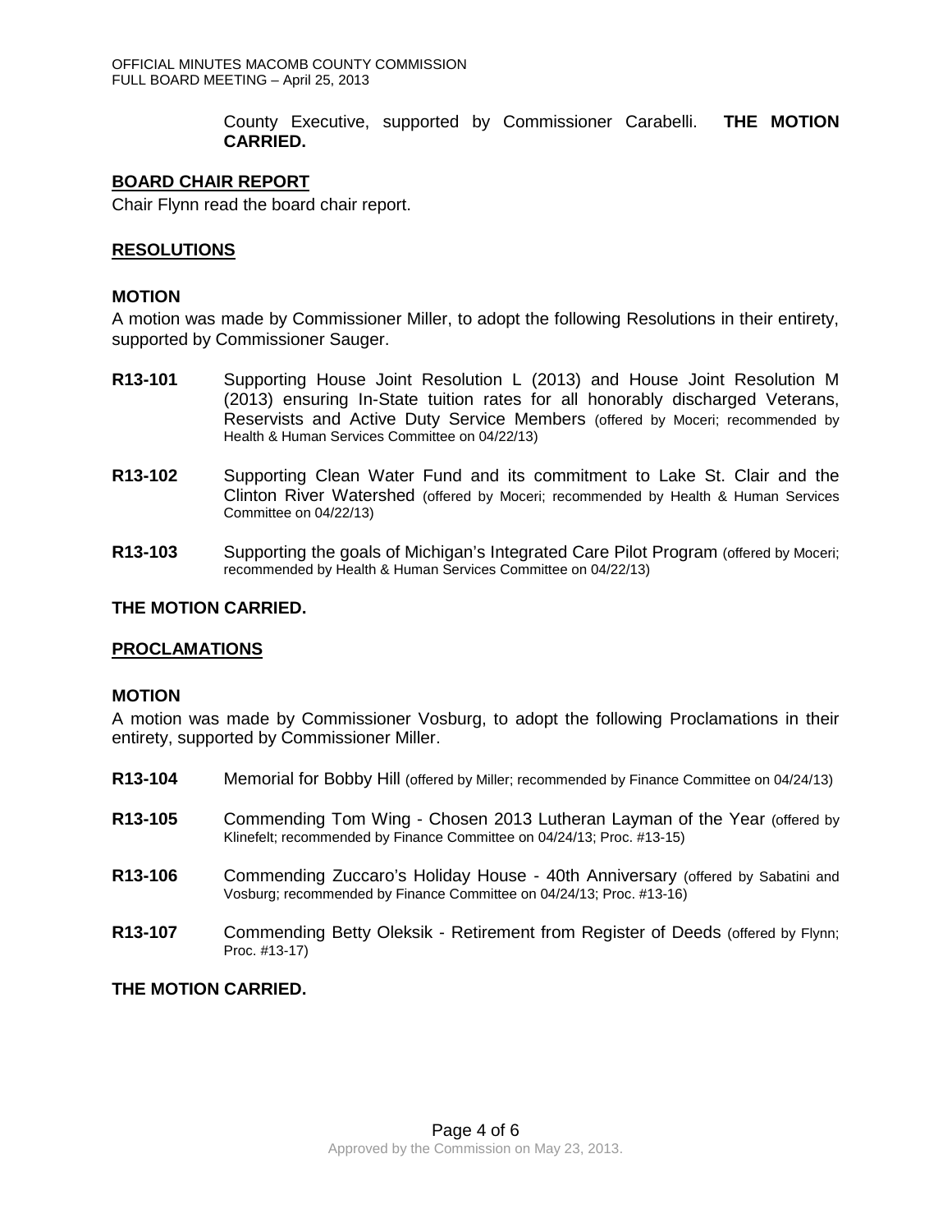County Executive, supported by Commissioner Carabelli. **THE MOTION CARRIED.**

## BOARD CHAIR REPORT

Chair Flynn read the board chair report.

## RESOLUTIONS

### MOTION

A motion was made by Commissioner Miller, to adopt the following Resolutions in their entirety, supported by Commissioner Sauger.

**R13-101** Supporting House Joint Resolution L (2013) and House Joint Resolution M (2013) ensuring In-State tuition rates for all honorably discharged Veterans, Reservists and Active Duty Service Members (offered by Moceri; recommended by Health & Human Services Committee on 04/22/13)

**R13-102** Supporting Clean Water Fund and its commitment to Lake St. Clair and the Clinton River Watershed (offered by Moceri; recommended by Health & Human Services Committee on 04/22/13)

**R13-103** Supporting the goals of Michigan's Integrated Care Pilot Program (offered by Moceri; recommended by Health & Human Services Committee on 04/22/13)

**THE MOTION CARRIED.**

## PROCLAMATIONS

### MOTION

A motion was made by Commissioner Vosburg, to adopt the following Proclamations in their entirety, supported by Commissioner Miller.

**R13-104** Memorial for Bobby Hill (offered by Miller; recommended by Finance Committee on 04/24/13)

**R13-105** Commending Tom Wing - Chosen 2013 Lutheran Layman of the Year (offered by Klinefelt; recommended by Finance Committee on 04/24/13; Proc. #13-15)

**R13-106** Commending Zuccaro's Holiday House - 40th Anniversary (offered by Sabatini and Vosburg; recommended by Finance Committee on 04/24/13; Proc. #13-16)

**R13-107** Commending Betty Oleksik - Retirement from Register of Deeds (offered by Flynn; Proc. #13-17)

**THE MOTION CARRIED.**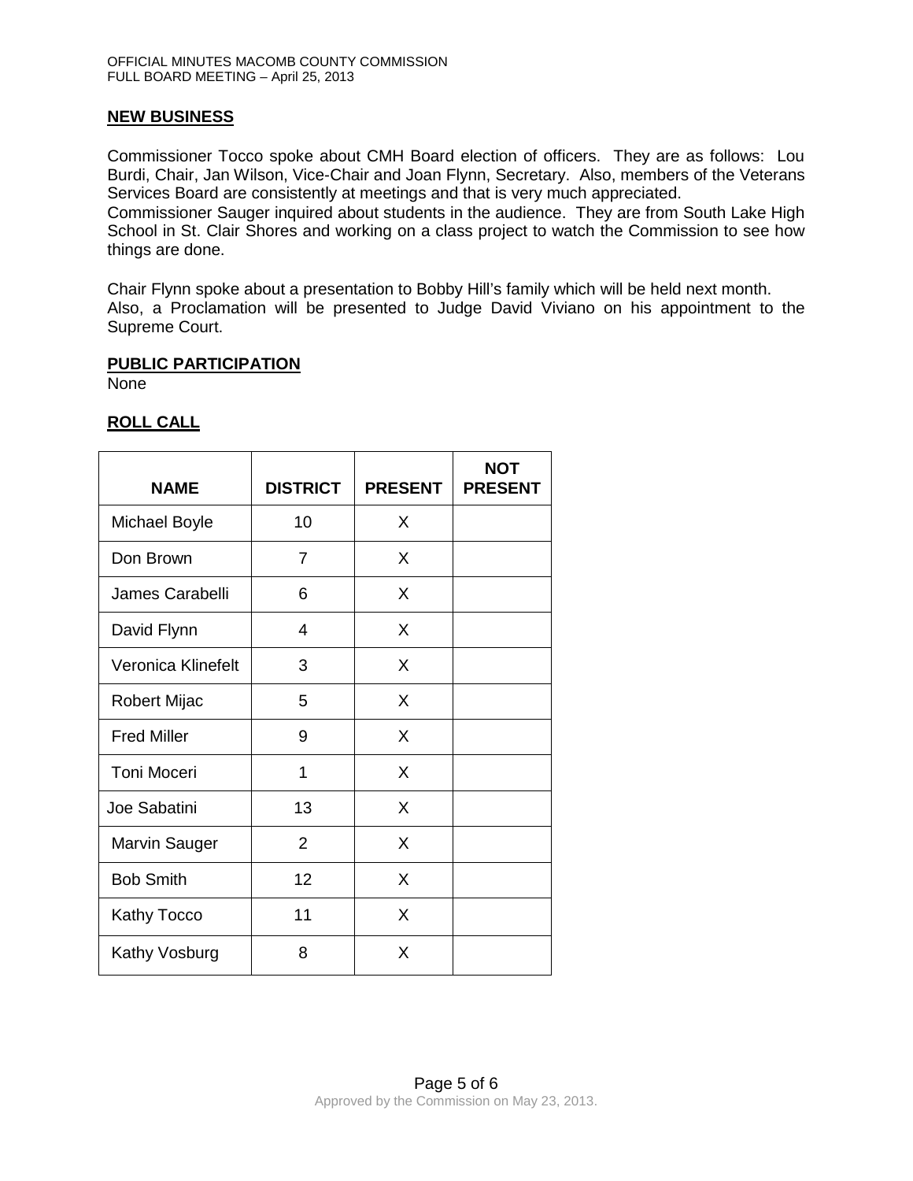## NEW BUSINESS

Commissioner Tocco spoke about CMH Board election of officers. They are as follows: Lou Burdi, Chair, Jan Wilson, Vice-Chair and Joan Flynn, Secretary. Also, members of the Veterans Services Board are consistently at meetings and that is very much appreciated.
Commissioner Sauger inquired about students in the audience. They are from South Lake High School in St. Clair Shores and working on a class project to watch the Commission to see how things are done.

Chair Flynn spoke about a presentation to Bobby Hill's family which will be held next month.
Also, a Proclamation will be presented to Judge David Viviano on his appointment to the Supreme Court.

## PUBLIC PARTICIPATION

None

## ROLL CALL

| NAME | DISTRICT | PRESENT | NOT PRESENT |
|---|---|---|---|
| Michael Boyle | 10 | X | |
| Don Brown | 7 | X | |
| James Carabelli | 6 | X | |
| David Flynn | 4 | X | |
| Veronica Klinefelt | 3 | X | |
| Robert Mijac | 5 | X | |
| Fred Miller | 9 | X | |
| Toni Moceri | 1 | X | |
| Joe Sabatini | 13 | X | |
| Marvin Sauger | 2 | X | |
| Bob Smith | 12 | X | |
| Kathy Tocco | 11 | X | |
| Kathy Vosburg | 8 | X | |

Approved by the Commission on May 23, 2013.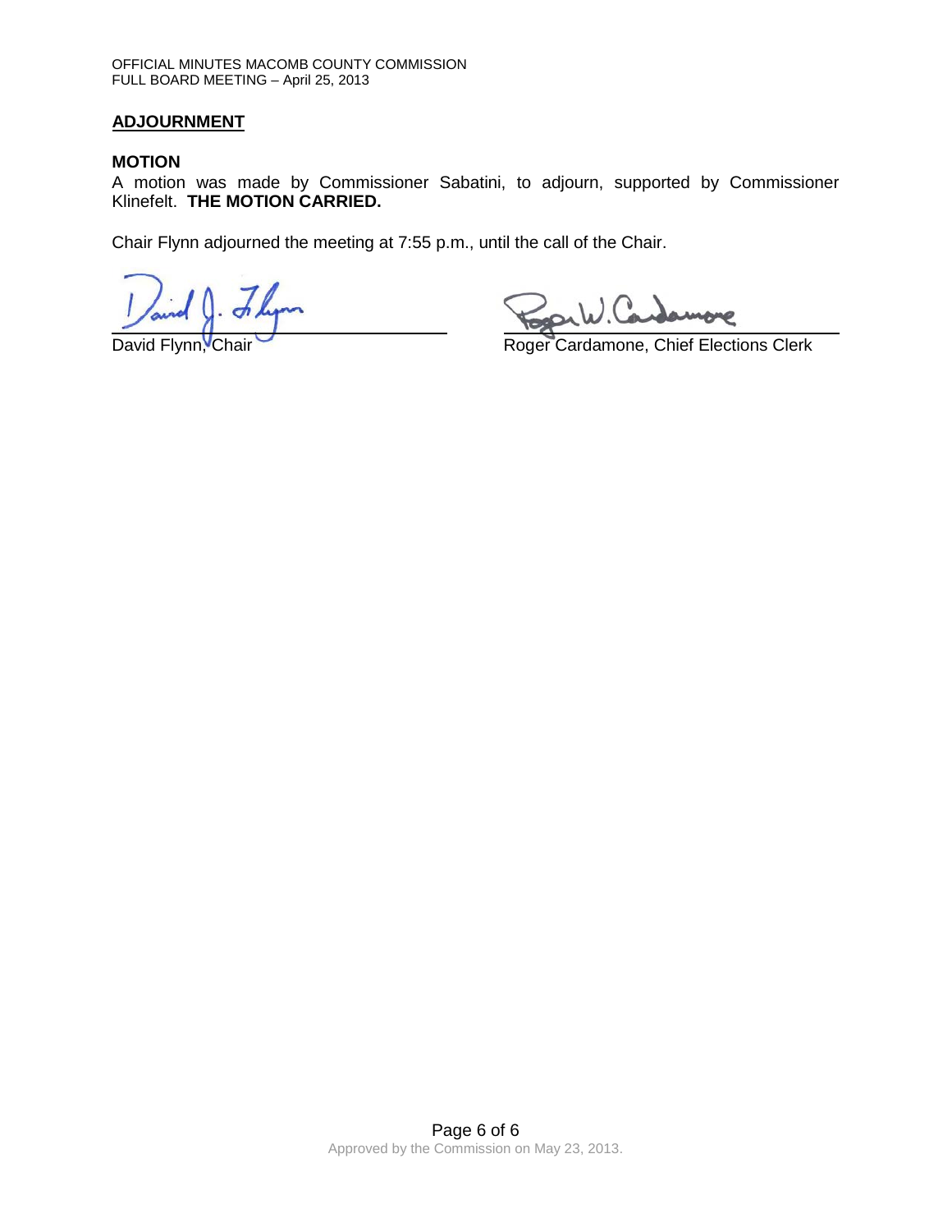## ADJOURNMENT

**MOTION**

A motion was made by Commissioner Sabatini, to adjourn, supported by Commissioner Klinefelt. **THE MOTION CARRIED.**

Chair Flynn adjourned the meeting at 7:55 p.m., until the call of the Chair.

David Flynn, Chair

Roger Cardamone, Chief Elections Clerk

Approved by the Commission on May 23, 2013.